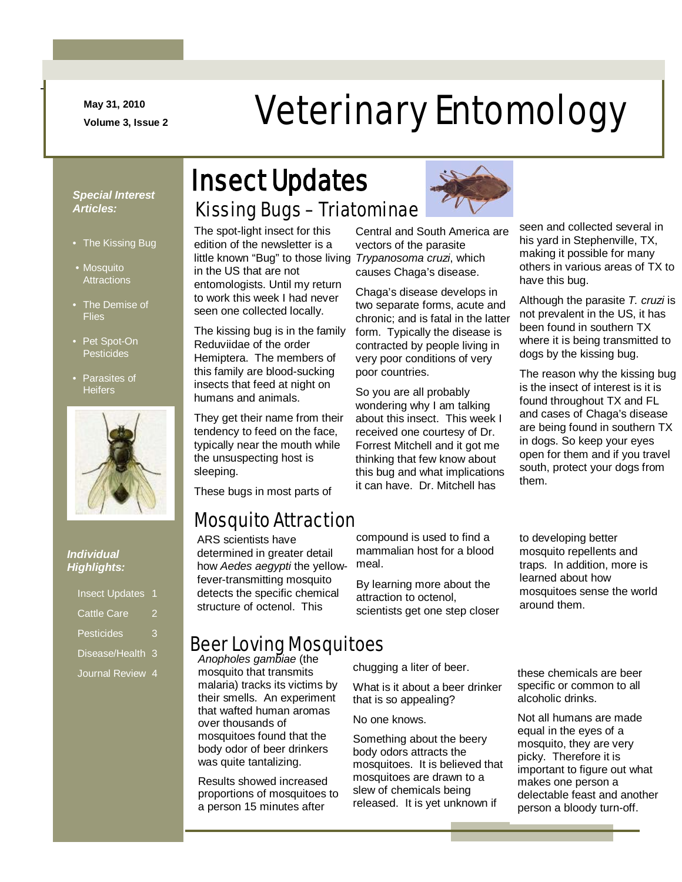May 31, 2010

Volume 3, Issue 2

# Veterinary Entomology

***Special Interest Articles:***

- The Kissing Bug
- Mosquito Attractions
- The Demise of Flies
- Pet Spot-On Pesticides
- Parasites of Heifers

***Individual Highlights:***

| | |
|---|---|
| Insect Updates | 1 |
| Cattle Care | 2 |
| Pesticides | 3 |
| Disease/Health | 3 |
| Journal Review | 4 |

# Insect Updates

## Kissing Bugs – Triatominae

The spot-light insect for this edition of the newsletter is a little known "Bug" to those living in the US that are not entomologists. Until my return to work this week I had never seen one collected locally.

The kissing bug is in the family Reduviidae of the order Hemiptera. The members of this family are blood-sucking insects that feed at night on humans and animals.

They get their name from their tendency to feed on the face, typically near the mouth while the unsuspecting host is sleeping.

These bugs in most parts of Central and South America are vectors of the parasite *Trypanosoma cruzi*, which causes Chaga's disease.

Chaga's disease develops in two separate forms, acute and chronic; and is fatal in the latter form. Typically the disease is contracted by people living in very poor conditions of very poor countries.

So you are all probably wondering why I am talking about this insect. This week I received one courtesy of Dr. Forrest Mitchell and it got me thinking that few know about this bug and what implications it can have. Dr. Mitchell has seen and collected several in his yard in Stephenville, TX, making it possible for many others in various areas of TX to have this bug.

Although the parasite *T. cruzi* is not prevalent in the US, it has been found in southern TX where it is being transmitted to dogs by the kissing bug.

The reason why the kissing bug is the insect of interest is it is found throughout TX and FL and cases of Chaga's disease are being found in southern TX in dogs. So keep your eyes open for them and if you travel south, protect your dogs from them.

## Mosquito Attraction

ARS scientists have determined in greater detail how *Aedes aegypti* the yellow-fever-transmitting mosquito detects the specific chemical structure of octenol. This compound is used to find a mammalian host for a blood meal.

By learning more about the attraction to octenol, scientists get one step closer to developing better mosquito repellents and traps. In addition, more is learned about how mosquitoes sense the world around them.

## Beer Loving Mosquitoes

*Anopholes gambiae* (the mosquito that transmits malaria) tracks its victims by their smells. An experiment that wafted human aromas over thousands of mosquitoes found that the body odor of beer drinkers was quite tantalizing.

Results showed increased proportions of mosquitoes to a person 15 minutes after chugging a liter of beer.

What is it about a beer drinker that is so appealing?

No one knows.

Something about the beery body odors attracts the mosquitoes. It is believed that mosquitoes are drawn to a slew of chemicals being released. It is yet unknown if these chemicals are beer specific or common to all alcoholic drinks.

Not all humans are made equal in the eyes of a mosquito, they are very picky. Therefore it is important to figure out what makes one person a delectable feast and another person a bloody turn-off.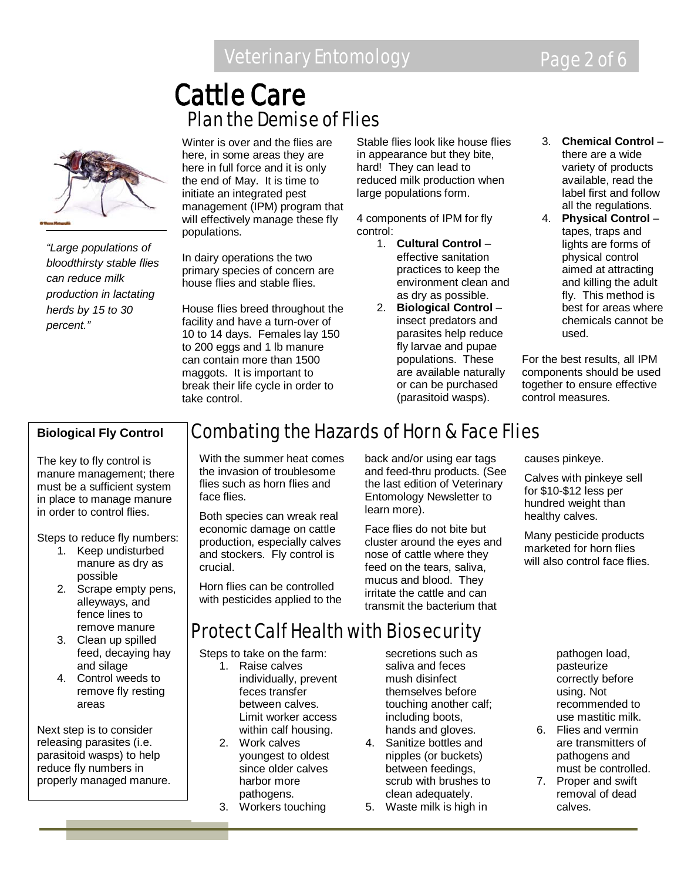# Cattle Care

## Plan the Demise of Flies

*"Large populations of bloodthirsty stable flies can reduce milk production in lactating herds by 15 to 30 percent."*

Winter is over and the flies are here, in some areas they are here in full force and it is only the end of May. It is time to initiate an integrated pest management (IPM) program that will effectively manage these fly populations.

In dairy operations the two primary species of concern are house flies and stable flies.

House flies breed throughout the facility and have a turn-over of 10 to 14 days. Females lay 150 to 200 eggs and 1 lb manure can contain more than 1500 maggots. It is important to break their life cycle in order to take control.

Stable flies look like house flies in appearance but they bite, hard! They can lead to reduced milk production when large populations form.

4 components of IPM for fly control:

1. **Cultural Control** – effective sanitation practices to keep the environment clean and as dry as possible.
2. **Biological Control** – insect predators and parasites help reduce fly larvae and pupae populations. These are available naturally or can be purchased (parasitoid wasps).
3. **Chemical Control** – there are a wide variety of products available, read the label first and follow all the regulations.
4. **Physical Control** – tapes, traps and lights are forms of physical control aimed at attracting and killing the adult fly. This method is best for areas where chemicals cannot be used.

For the best results, all IPM components should be used together to ensure effective control measures.

### Biological Fly Control

The key to fly control is manure management; there must be a sufficient system in place to manage manure in order to control flies.

Steps to reduce fly numbers:

1. Keep undisturbed manure as dry as possible
2. Scrape empty pens, alleyways, and fence lines to remove manure
3. Clean up spilled feed, decaying hay and silage
4. Control weeds to remove fly resting areas

Next step is to consider releasing parasites (i.e. parasitoid wasps) to help reduce fly numbers in properly managed manure.

## Combating the Hazards of Horn & Face Flies

With the summer heat comes the invasion of troublesome flies such as horn flies and face flies.

Both species can wreak real economic damage on cattle production, especially calves and stockers. Fly control is crucial.

Horn flies can be controlled with pesticides applied to the back and/or using ear tags and feed-thru products. (See the last edition of Veterinary Entomology Newsletter to learn more).

Face flies do not bite but cluster around the eyes and nose of cattle where they feed on the tears, saliva, mucus and blood. They irritate the cattle and can transmit the bacterium that causes pinkeye.

Calves with pinkeye sell for $10-$12 less per hundred weight than healthy calves.

Many pesticide products marketed for horn flies will also control face flies.

## Protect Calf Health with Biosecurity

Steps to take on the farm:

1. Raise calves individually, prevent feces transfer between calves. Limit worker access within calf housing.
2. Work calves youngest to oldest since older calves harbor more pathogens.
3. Workers touching secretions such as saliva and feces mush disinfect themselves before touching another calf; including boots, hands and gloves.
4. Sanitize bottles and nipples (or buckets) between feedings, scrub with brushes to clean adequately.
5. Waste milk is high in pathogen load, pasteurize correctly before using. Not recommended to use mastitic milk.
6. Flies and vermin are transmitters of pathogens and must be controlled.
7. Proper and swift removal of dead calves.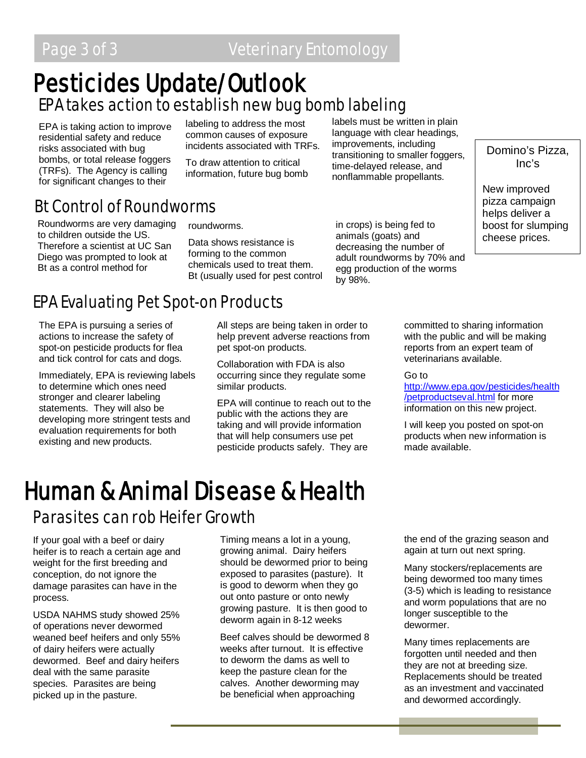# Pesticides Update/Outlook

## EPA takes action to establish new bug bomb labeling

EPA is taking action to improve residential safety and reduce risks associated with bug bombs, or total release foggers (TRFs). The Agency is calling for significant changes to their labeling to address the most common causes of exposure incidents associated with TRFs.

To draw attention to critical information, future bug bomb labels must be written in plain language with clear headings, improvements, including transitioning to smaller foggers, time-delayed release, and nonflammable propellants.

Domino's Pizza, Inc's

New improved pizza campaign helps deliver a boost for slumping cheese prices.

## Bt Control of Roundworms

Roundworms are very damaging to children outside the US. Therefore a scientist at UC San Diego was prompted to look at Bt as a control method for roundworms.

Data shows resistance is forming to the common chemicals used to treat them. Bt (usually used for pest control in crops) is being fed to animals (goats) and decreasing the number of adult roundworms by 70% and egg production of the worms by 98%.

## EPA Evaluating Pet Spot-on Products

The EPA is pursuing a series of actions to increase the safety of spot-on pesticide products for flea and tick control for cats and dogs.

Immediately, EPA is reviewing labels to determine which ones need stronger and clearer labeling statements. They will also be developing more stringent tests and evaluation requirements for both existing and new products.

All steps are being taken in order to help prevent adverse reactions from pet spot-on products.

Collaboration with FDA is also occurring since they regulate some similar products.

EPA will continue to reach out to the public with the actions they are taking and will provide information that will help consumers use pet pesticide products safely. They are committed to sharing information with the public and will be making reports from an expert team of veterinarians available.

Go to http://www.epa.gov/pesticides/health/petproductseval.html for more information on this new project.

I will keep you posted on spot-on products when new information is made available.

# Human & Animal Disease & Health

## Parasites can rob Heifer Growth

If your goal with a beef or dairy heifer is to reach a certain age and weight for the first breeding and conception, do not ignore the damage parasites can have in the process.

USDA NAHMS study showed 25% of operations never dewormed weaned beef heifers and only 55% of dairy heifers were actually dewormed. Beef and dairy heifers deal with the same parasite species. Parasites are being picked up in the pasture.

Timing means a lot in a young, growing animal. Dairy heifers should be dewormed prior to being exposed to parasites (pasture). It is good to deworm when they go out onto pasture or onto newly growing pasture. It is then good to deworm again in 8-12 weeks

Beef calves should be dewormed 8 weeks after turnout. It is effective to deworm the dams as well to keep the pasture clean for the calves. Another deworming may be beneficial when approaching the end of the grazing season and again at turn out next spring.

Many stockers/replacements are being dewormed too many times (3-5) which is leading to resistance and worm populations that are no longer susceptible to the dewormer.

Many times replacements are forgotten until needed and then they are not at breeding size. Replacements should be treated as an investment and vaccinated and dewormed accordingly.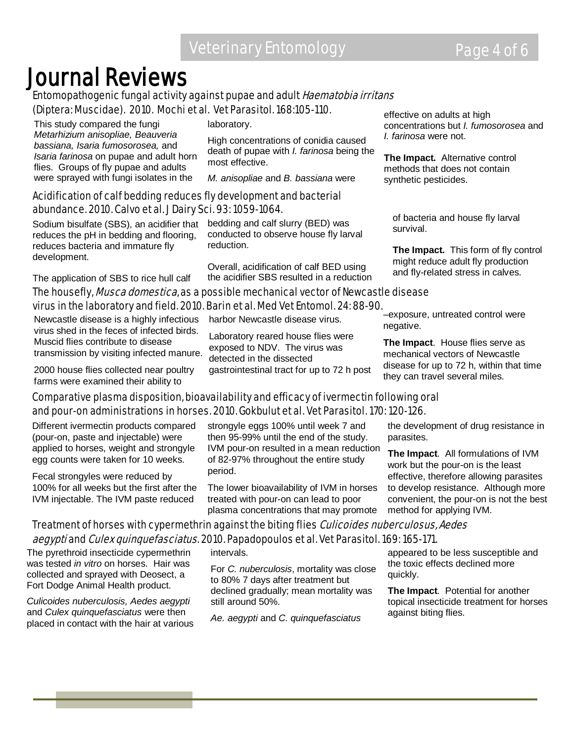# Journal Reviews

## Entomopathogenic fungal activity against pupae and adult *Haematobia irritans* (Diptera: Muscidae). 2010. Mochi et al. Vet Parasitol. 168:105-110.

This study compared the fungi *Metarhizium anisopliae, Beauveria bassiana, Isaria fumosorosea,* and *Isaria farinosa* on pupae and adult horn flies. Groups of fly pupae and adults were sprayed with fungi isolates in the laboratory.

High concentrations of conidia caused death of pupae with *I. farinosa* being the most effective.

*M. anisopliae* and *B. bassiana* were effective on adults at high concentrations but *I. fumosorosea* and *I. farinosa* were not.

**The Impact.** Alternative control methods that does not contain synthetic pesticides.

## Acidification of calf bedding reduces fly development and bacterial abundance. 2010. Calvo et al. J Dairy Sci. 93: 1059-1064.

Sodium bisulfate (SBS), an acidifier that reduces the pH in bedding and flooring, reduces bacteria and immature fly development.

The application of SBS to rice hull calf bedding and calf slurry (BED) was conducted to observe house fly larval reduction.

Overall, acidification of calf BED using the acidifier SBS resulted in a reduction of bacteria and house fly larval survival.

**The Impact.** This form of fly control might reduce adult fly production and fly-related stress in calves.

## The housefly, *Musca domestica*, as a possible mechanical vector of Newcastle disease virus in the laboratory and field. 2010. Barin et al. Med Vet Entomol. 24: 88-90.

Newcastle disease is a highly infectious virus shed in the feces of infected birds. Muscid flies contribute to disease transmission by visiting infected manure.

2000 house flies collected near poultry farms were examined their ability to harbor Newcastle disease virus.

Laboratory reared house flies were exposed to NDV. The virus was detected in the dissected gastrointestinal tract for up to 72 h post–exposure, untreated control were negative.

**The Impact**. House flies serve as mechanical vectors of Newcastle disease for up to 72 h, within that time they can travel several miles.

## Comparative plasma disposition, bioavailability and efficacy of ivermectin following oral and pour-on administrations in horses. 2010. Gokbulut et al. Vet Parasitol. 170: 120-126.

Different ivermectin products compared (pour-on, paste and injectable) were applied to horses, weight and strongyle egg counts were taken for 10 weeks.

Fecal strongyles were reduced by 100% for all weeks but the first after the IVM injectable. The IVM paste reduced strongyle eggs 100% until week 7 and then 95-99% until the end of the study. IVM pour-on resulted in a mean reduction of 82-97% throughout the entire study period.

The lower bioavailability of IVM in horses treated with pour-on can lead to poor plasma concentrations that may promote the development of drug resistance in parasites.

**The Impact**. All formulations of IVM work but the pour-on is the least effective, therefore allowing parasites to develop resistance. Although more convenient, the pour-on is not the best method for applying IVM.

## Treatment of horses with cypermethrin against the biting flies *Culicoides nuberculosus, Aedes aegypti* and *Culex quinquefasciatus*. 2010. Papadopoulos et al. Vet Parasitol. 169: 165-171.

The pyrethroid insecticide cypermethrin was tested *in vitro* on horses. Hair was collected and sprayed with Deosect, a Fort Dodge Animal Health product.

*Culicoides nuberculosis, Aedes aegypti* and *Culex quinquefasciatus* were then placed in contact with the hair at various intervals.

For *C. nuberculosis*, mortality was close to 80% 7 days after treatment but declined gradually; mean mortality was still around 50%.

*Ae. aegypti* and *C. quinquefasciatus* appeared to be less susceptible and the toxic effects declined more quickly.

**The Impact**. Potential for another topical insecticide treatment for horses against biting flies.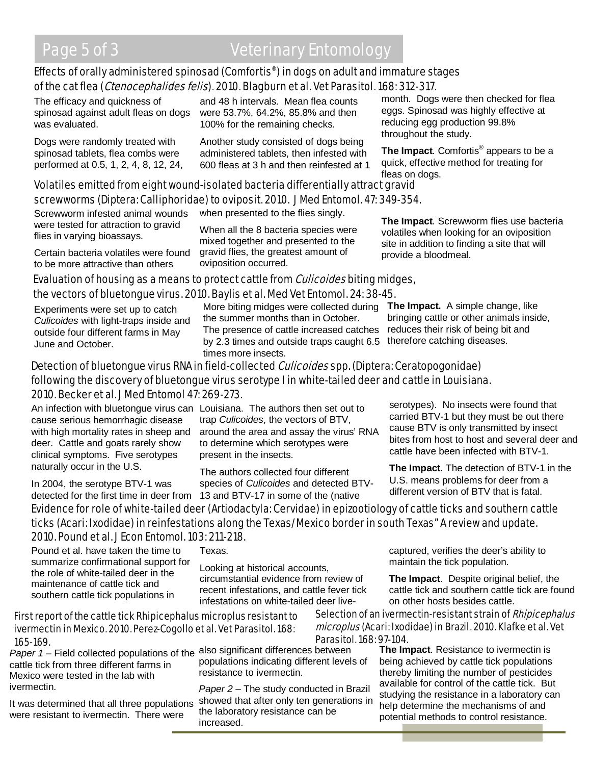## Effects of orally administered spinosad (Comfortis®) in dogs on adult and immature stages of the cat flea (*Ctenocephalides felis*). 2010. Blagburn et al. Vet Parasitol. 168: 312-317.

The efficacy and quickness of spinosad against adult fleas on dogs was evaluated.

Dogs were randomly treated with spinosad tablets, flea combs were performed at 0.5, 1, 2, 4, 8, 12, 24, and 48 h intervals. Mean flea counts were 53.7%, 64.2%, 85.8% and then 100% for the remaining checks.

Another study consisted of dogs being administered tablets, then infested with 600 fleas at 3 h and then reinfested at 1 month. Dogs were then checked for flea eggs. Spinosad was highly effective at reducing egg production 99.8% throughout the study.

**The Impact**. Comfortis® appears to be a quick, effective method for treating for fleas on dogs.

## Volatiles emitted from eight wound-isolated bacteria differentially attract gravid screwworms (Diptera: Calliphoridae) to oviposit. 2010. J Med Entomol. 47: 349-354.

Screwworm infested animal wounds were tested for attraction to gravid flies in varying bioassays.

Certain bacteria volatiles were found to be more attractive than others when presented to the flies singly.

When all the 8 bacteria species were mixed together and presented to the gravid flies, the greatest amount of oviposition occurred.

**The Impact**. Screwworm flies use bacteria volatiles when looking for an oviposition site in addition to finding a site that will provide a bloodmeal.

## Evaluation of housing as a means to protect cattle from *Culicoides* biting midges, the vectors of bluetongue virus. 2010. Baylis et al. Med Vet Entomol. 24: 38-45.

Experiments were set up to catch *Culicoides* with light-traps inside and outside four different farms in May June and October.

More biting midges were collected during the summer months than in October. The presence of cattle increased catches by 2.3 times and outside traps caught 6.5 times more insects.

**The Impact.** A simple change, like bringing cattle or other animals inside, reduces their risk of being bit and therefore catching diseases.

## Detection of bluetongue virus RNA in field-collected *Culicoides* spp. (Diptera: Ceratopogonidae) following the discovery of bluetongue virus serotype I in white-tailed deer and cattle in Louisiana. 2010. Becker et al. J Med Entomol 47: 269-273.

An infection with bluetongue virus can cause serious hemorrhagic disease with high mortality rates in sheep and deer. Cattle and goats rarely show clinical symptoms. Five serotypes naturally occur in the U.S.

In 2004, the serotype BTV-1 was detected for the first time in deer from Louisiana. The authors then set out to trap *Culicoides*, the vectors of BTV, around the area and assay the virus' RNA to determine which serotypes were present in the insects.

The authors collected four different species of *Culicoides* and detected BTV-13 and BTV-17 in some of the (native serotypes). No insects were found that carried BTV-1 but they must be out there cause BTV is only transmitted by insect bites from host to host and several deer and cattle have been infected with BTV-1.

**The Impact**. The detection of BTV-1 in the U.S. means problems for deer from a different version of BTV that is fatal.

## Evidence for role of white-tailed deer (Artiodactyla: Cervidae) in epizootiology of cattle ticks and southern cattle ticks (Acari: Ixodidae) in reinfestations along the Texas/Mexico border in south Texas" A review and update. 2010. Pound et al. J Econ Entomol. 103: 211-218.

Pound et al. have taken the time to summarize confirmational support for the role of white-tailed deer in the maintenance of cattle tick and southern cattle tick populations in Texas.

Looking at historical accounts, circumstantial evidence from review of recent infestations, and cattle fever tick infestations on white-tailed deer live-captured, verifies the deer's ability to maintain the tick population.

**The Impact**. Despite original belief, the cattle tick and southern cattle tick are found on other hosts besides cattle.

## First report of the cattle tick Rhipicephalus microplus resistant to ivermectin in Mexico. 2010. Perez-Cogollo et al. Vet Parasitol. 168: 165-169.

## Selection of an ivermectin-resistant strain of *Rhipicephalus microplus* (Acari: Ixodidae) in Brazil. 2010. Klafke et al. Vet Parasitol. 168: 97-104.

*Paper 1* – Field collected populations of the cattle tick from three different farms in Mexico were tested in the lab with ivermectin.

It was determined that all three populations were resistant to ivermectin. There were also significant differences between populations indicating different levels of resistance to ivermectin.

*Paper 2* – The study conducted in Brazil showed that after only ten generations in the laboratory resistance can be increased.

**The Impact**. Resistance to ivermectin is being achieved by cattle tick populations thereby limiting the number of pesticides available for control of the cattle tick. But studying the resistance in a laboratory can help determine the mechanisms of and potential methods to control resistance.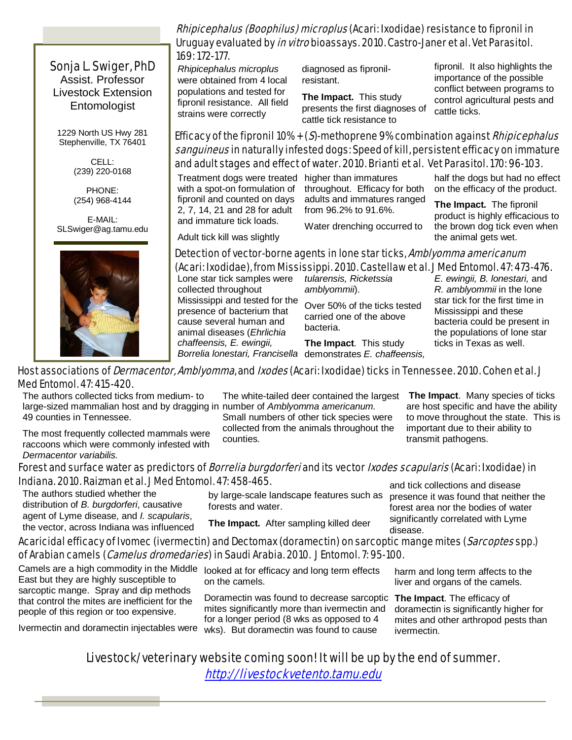Sonja L. Swiger, PhD
Assist. Professor
Livestock Extension Entomologist

1229 North US Hwy 281
Stephenville, TX 76401

CELL:
(239) 220-0168

PHONE:
(254) 968-4144

E-MAIL:
SLSwiger@ag.tamu.edu

## *Rhipicephalus (Boophilus) microplus* (Acari: Ixodidae) resistance to fipronil in Uruguay evaluated by *in vitro* bioassays. 2010. Castro-Janer et al. Vet Parasitol. 169: 172-177.

*Rhipicephalus microplus* were obtained from 4 local populations and tested for fipronil resistance. All field strains were correctly diagnosed as fipronil-resistant.

**The Impact.** This study presents the first diagnoses of cattle tick resistance to fipronil. It also highlights the importance of the possible conflict between programs to control agricultural pests and cattle ticks.

## Efficacy of the fipronil 10% + (*S*)-methoprene 9% combination against *Rhipicephalus sanguineus* in naturally infested dogs: Speed of kill, persistent efficacy on immature and adult stages and effect of water. 2010. Brianti et al. Vet Parasitol. 170: 96-103.

Treatment dogs were treated with a spot-on formulation of fipronil and counted on days 2, 7, 14, 21 and 28 for adult and immature tick loads.

Adult tick kill was slightly higher than immatures throughout. Efficacy for both adults and immatures ranged from 96.2% to 91.6%.

Water drenching occurred to half the dogs but had no effect on the efficacy of the product.

**The Impact.** The fipronil product is highly efficacious to the brown dog tick even when the animal gets wet.

## Detection of vector-borne agents in lone star ticks, *Amblyomma americanum* (Acari: Ixodidae), from Mississippi. 2010. Castellaw et al. J Med Entomol. 47: 473-476.

Lone star tick samples were collected throughout Mississippi and tested for the presence of bacterium that cause several human and animal diseases (*Ehrlichia chaffeensis, E. ewingii, Borrelia lonestari, Francisella tularensis, Ricketssia amblyommii*).

Over 50% of the ticks tested carried one of the above bacteria.

**The Impact**. This study demonstrates *E. chaffeensis, E. ewingii, B. lonestari,* and *R. amblyommii* in the lone star tick for the first time in Mississippi and these bacteria could be present in the populations of lone star ticks in Texas as well.

## Host associations of *Dermacentor*, *Amblyomma*, and *Ixodes* (Acari: Ixodidae) ticks in Tennessee. 2010. Cohen et al. J Med Entomol. 47: 415-420.

The authors collected ticks from medium- to large-sized mammalian host and by dragging in 49 counties in Tennessee.

The most frequently collected mammals were raccoons which were commonly infested with *Dermacentor variabilis.*

The white-tailed deer contained the largest number of *Amblyomma americanum.* Small numbers of other tick species were collected from the animals throughout the counties.

**The Impact**. Many species of ticks are host specific and have the ability to move throughout the state. This is important due to their ability to transmit pathogens.

## Forest and surface water as predictors of *Borrelia burgdorferi* and its vector *Ixodes scapularis* (Acari: Ixodidae) in Indiana. 2010. Raizman et al. J Med Entomol. 47: 458-465.

The authors studied whether the distribution of *B. burgdorferi*, causative agent of Lyme disease, and *I. scapularis*, the vector, across Indiana was influenced by large-scale landscape features such as forests and water.

**The Impact.** After sampling killed deer and tick collections and disease presence it was found that neither the forest area nor the bodies of water significantly correlated with Lyme disease.

## Acaricidal efficacy of Ivomec (ivermectin) and Dectomax (doramectin) on sarcoptic mange mites (*Sarcoptes* spp.) of Arabian camels (*Camelus dromedaries*) in Saudi Arabia. 2010. J Entomol. 7: 95-100.

Camels are a high commodity in the Middle East but they are highly susceptible to sarcoptic mange. Spray and dip methods that control the mites are inefficient for the people of this region or too expensive.

Ivermectin and doramectin injectables were looked at for efficacy and long term effects on the camels.

Doramectin was found to decrease sarcoptic mites significantly more than ivermectin and for a longer period (8 wks as opposed to 4 wks). But doramectin was found to cause harm and long term affects to the liver and organs of the camels.

**The Impact**. The efficacy of doramectin is significantly higher for mites and other arthropod pests than ivermectin.

Livestock/veterinary website coming soon! It will be up by the end of summer.
http://livestockvetento.tamu.edu